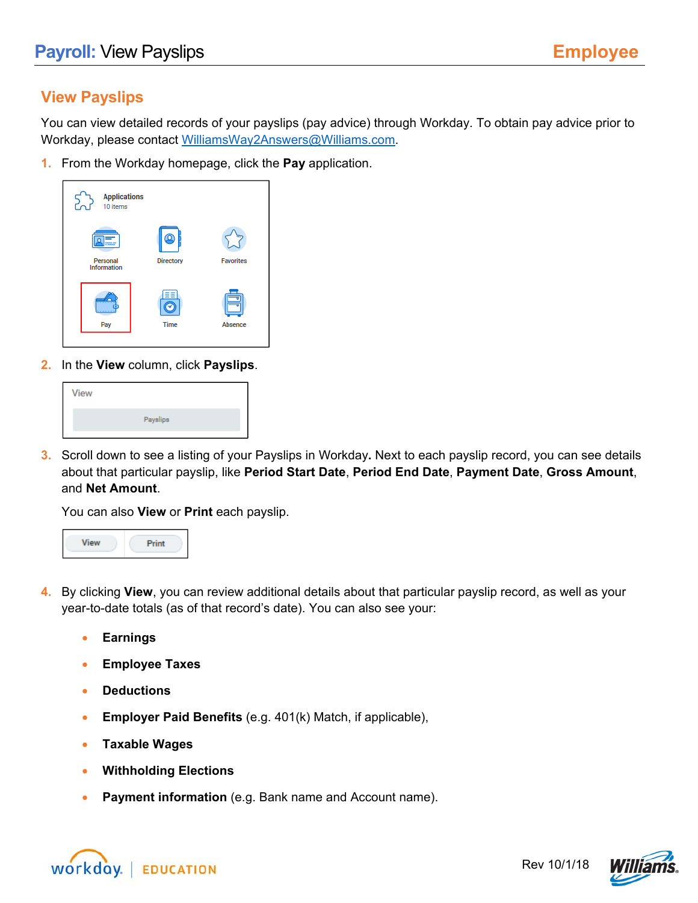# Payroll: View Payslips

## View Payslips

You can view detailed records of your payslips (pay advice) through Workday. To obtain pay advice prior to Workday, please contact WilliamsWay2Answers@Williams.com.

1. From the Workday homepage, click the **Pay** application.

2. In the **View** column, click **Payslips**.

3. Scroll down to see a listing of your Payslips in Workday**.** Next to each payslip record, you can see details about that particular payslip, like **Period Start Date**, **Period End Date**, **Payment Date**, **Gross Amount**, and **Net Amount**.

   You can also **View** or **Print** each payslip.

4. By clicking **View**, you can review additional details about that particular payslip record, as well as your year-to-date totals (as of that record's date). You can also see your:

   - **Earnings**
   - **Employee Taxes**
   - **Deductions**
   - **Employer Paid Benefits** (e.g. 401(k) Match, if applicable),
   - **Taxable Wages**
   - **Withholding Elections**
   - **Payment information** (e.g. Bank name and Account name).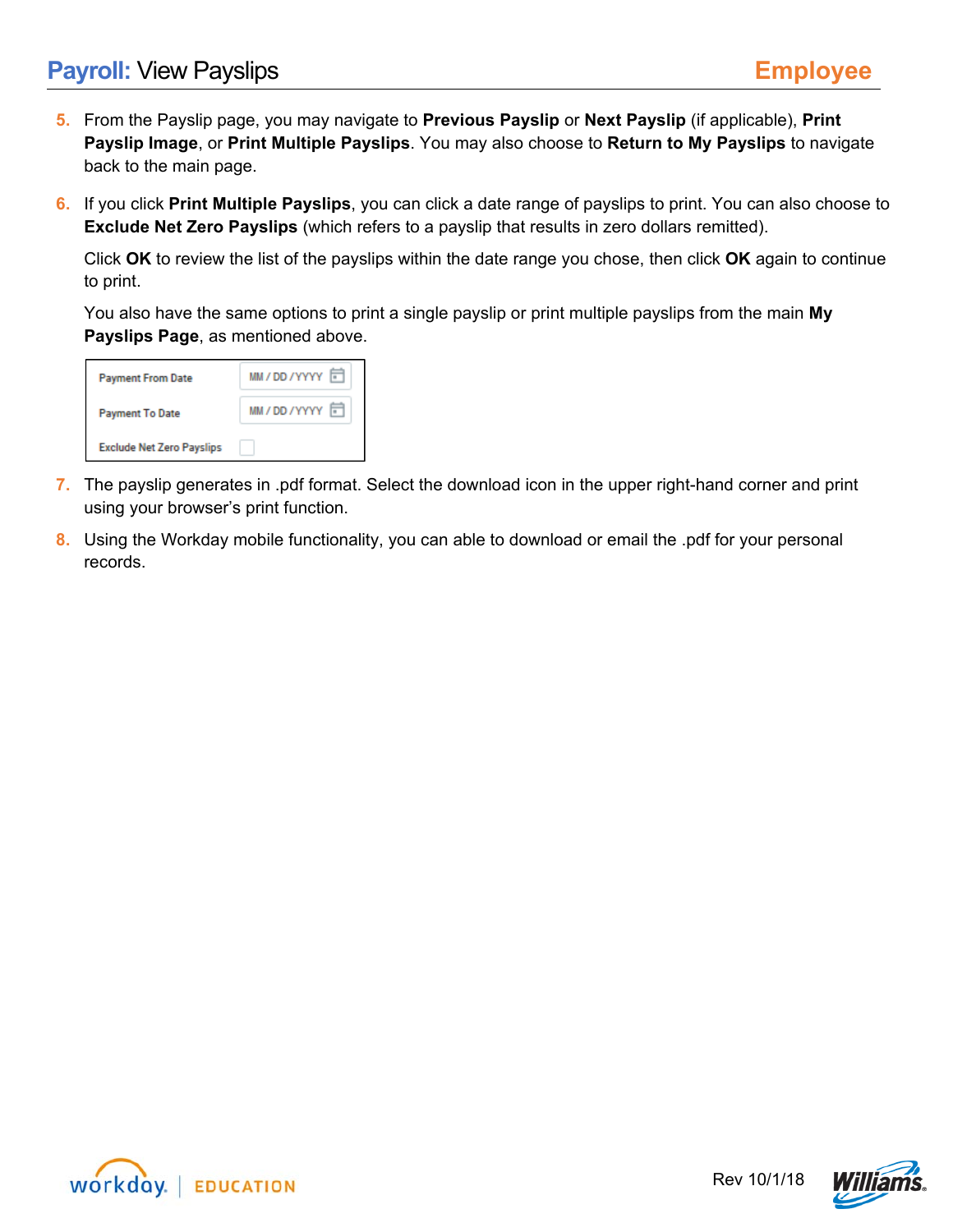5. From the Payslip page, you may navigate to **Previous Payslip** or **Next Payslip** (if applicable), **Print Payslip Image**, or **Print Multiple Payslips**. You may also choose to **Return to My Payslips** to navigate back to the main page.

6. If you click **Print Multiple Payslips**, you can click a date range of payslips to print. You can also choose to **Exclude Net Zero Payslips** (which refers to a payslip that results in zero dollars remitted).

   Click **OK** to review the list of the payslips within the date range you chose, then click **OK** again to continue to print.

   You also have the same options to print a single payslip or print multiple payslips from the main **My Payslips Page**, as mentioned above.

   | | |
   |---|---|
   | Payment From Date | MM / DD / YYYY |
   | Payment To Date | MM / DD / YYYY |
   | Exclude Net Zero Payslips | |

7. The payslip generates in .pdf format. Select the download icon in the upper right-hand corner and print using your browser's print function.

8. Using the Workday mobile functionality, you can able to download or email the .pdf for your personal records.